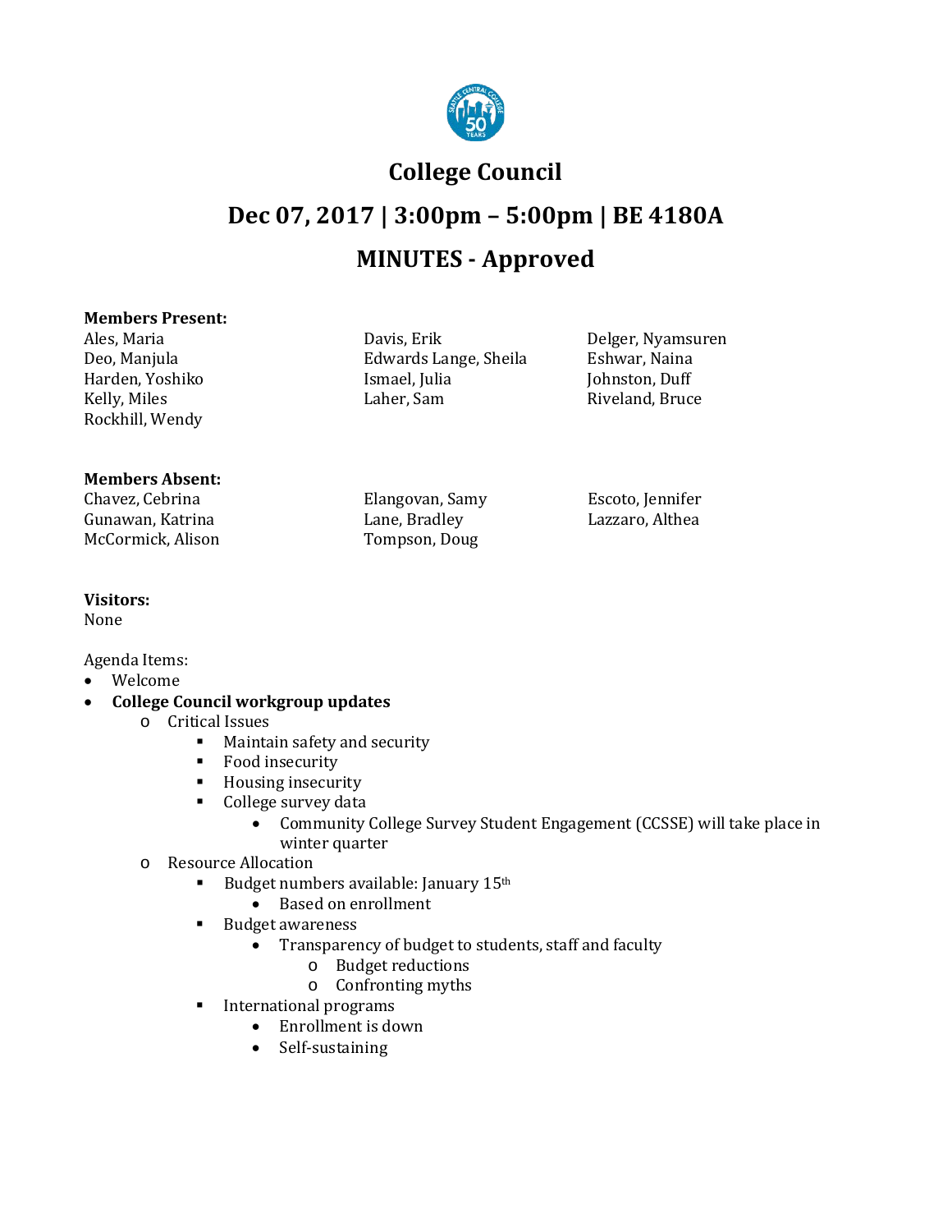# College Council

## Dec 07, 2017 | 3:00pm – 5:00pm | BE 4180A

## MINUTES - Approved

**Members Present:**

| | | |
|---|---|---|
| Ales, Maria | Davis, Erik | Delger, Nyamsuren |
| Deo, Manjula | Edwards Lange, Sheila | Eshwar, Naina |
| Harden, Yoshiko | Ismael, Julia | Johnston, Duff |
| Kelly, Miles | Laher, Sam | Riveland, Bruce |
| Rockhill, Wendy | | |

**Members Absent:**

| | | |
|---|---|---|
| Chavez, Cebrina | Elangovan, Samy | Escoto, Jennifer |
| Gunawan, Katrina | Lane, Bradley | Lazzaro, Althea |
| McCormick, Alison | Tompson, Doug | |

**Visitors:**
None

Agenda Items:

- Welcome
- **College Council workgroup updates**
  - Critical Issues
    - Maintain safety and security
    - Food insecurity
    - Housing insecurity
    - College survey data
      - Community College Survey Student Engagement (CCSSE) will take place in winter quarter
  - Resource Allocation
    - Budget numbers available: January 15th
      - Based on enrollment
    - Budget awareness
      - Transparency of budget to students, staff and faculty
        - Budget reductions
        - Confronting myths
    - International programs
      - Enrollment is down
      - Self-sustaining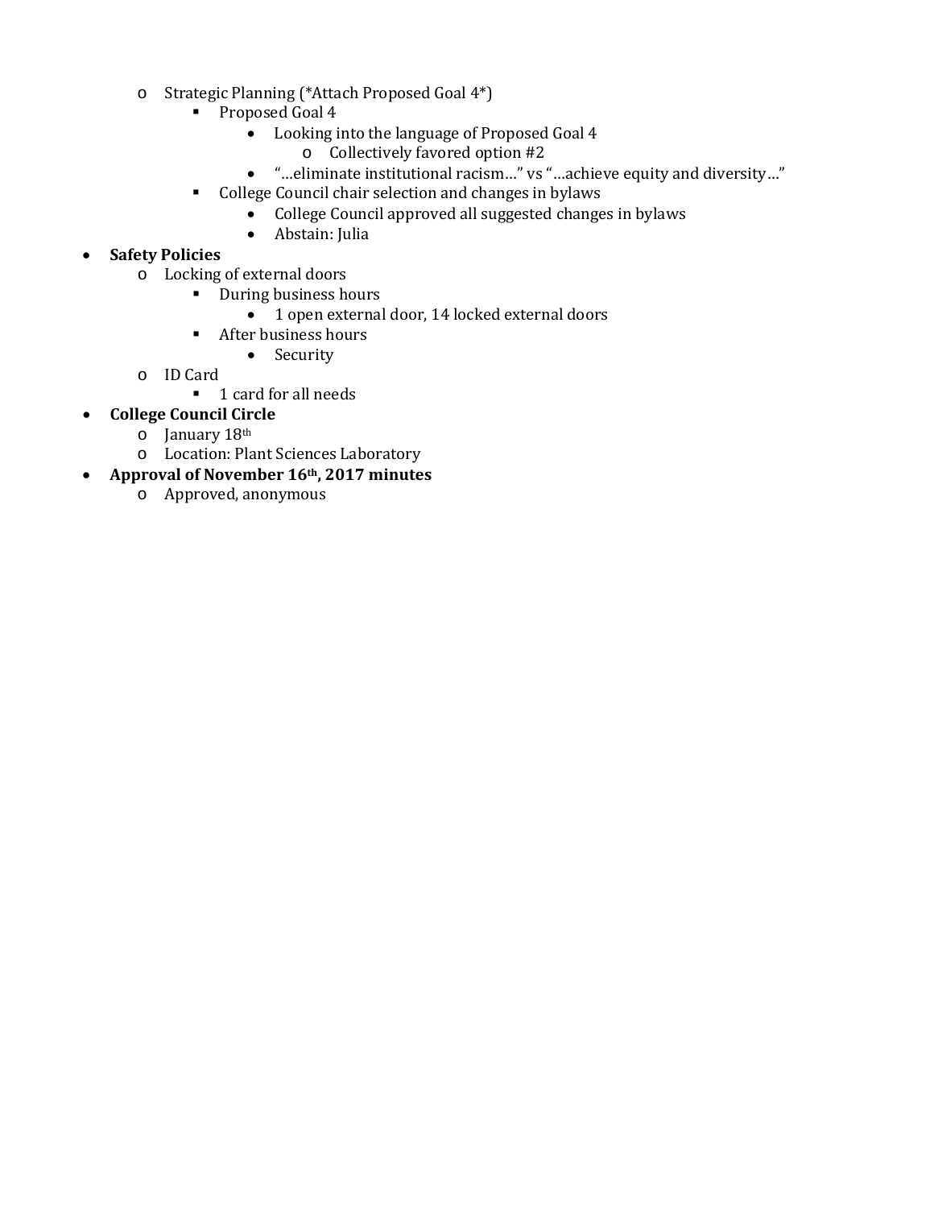- Strategic Planning (*Attach Proposed Goal 4*)
    - Proposed Goal 4
      - Looking into the language of Proposed Goal 4
        - Collectively favored option #2
      - "…eliminate institutional racism…" vs "…achieve equity and diversity…"
    - College Council chair selection and changes in bylaws
      - College Council approved all suggested changes in bylaws
      - Abstain: Julia
- **Safety Policies**
  - Locking of external doors
    - During business hours
      - 1 open external door, 14 locked external doors
    - After business hours
      - Security
  - ID Card
    - 1 card for all needs
- **College Council Circle**
  - January 18th
  - Location: Plant Sciences Laboratory
- **Approval of November 16th, 2017 minutes**
  - Approved, anonymous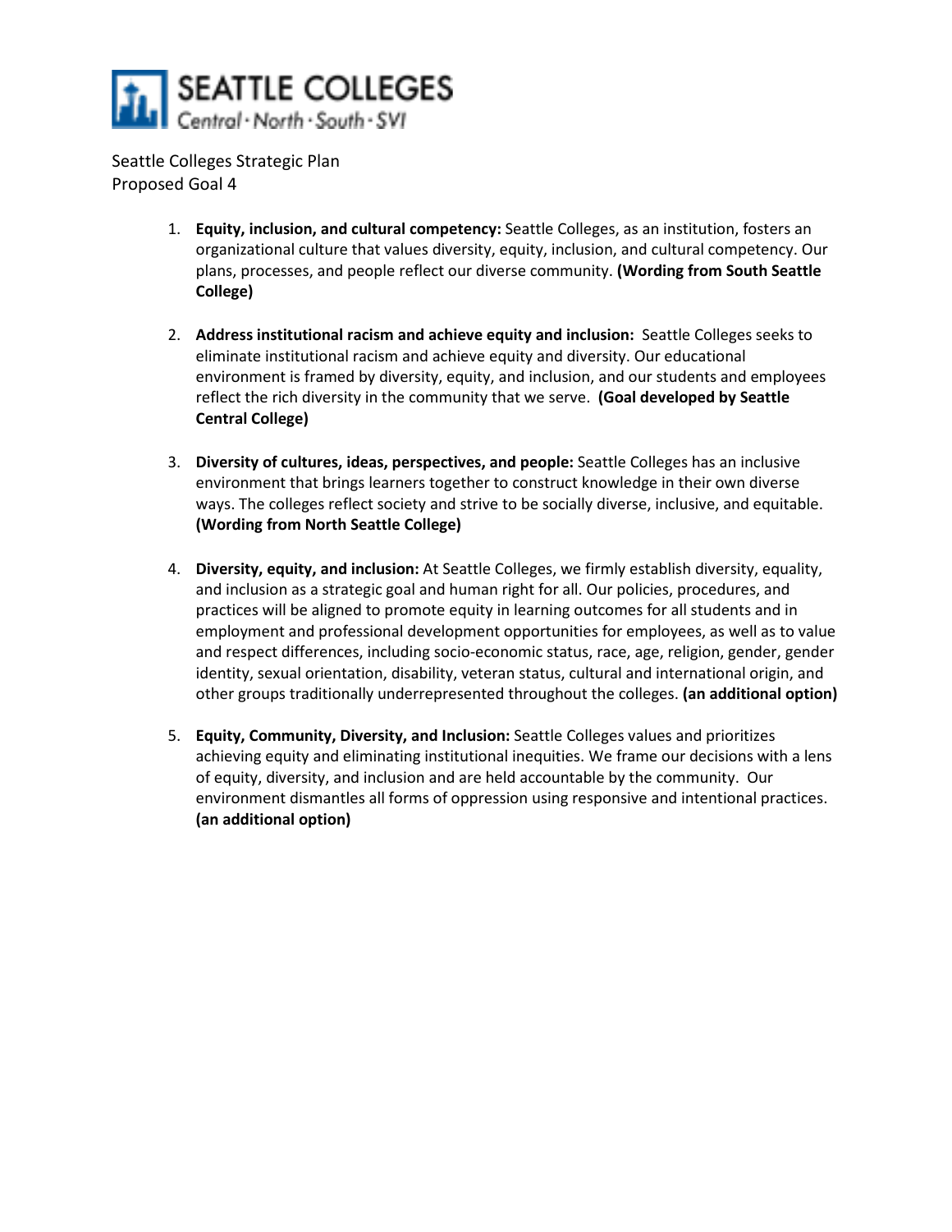SEATTLE COLLEGES
Central · North · South · SVI

Seattle Colleges Strategic Plan
Proposed Goal 4

1. **Equity, inclusion, and cultural competency:** Seattle Colleges, as an institution, fosters an organizational culture that values diversity, equity, inclusion, and cultural competency. Our plans, processes, and people reflect our diverse community. **(Wording from South Seattle College)**

2. **Address institutional racism and achieve equity and inclusion:** Seattle Colleges seeks to eliminate institutional racism and achieve equity and diversity. Our educational environment is framed by diversity, equity, and inclusion, and our students and employees reflect the rich diversity in the community that we serve. **(Goal developed by Seattle Central College)**

3. **Diversity of cultures, ideas, perspectives, and people:** Seattle Colleges has an inclusive environment that brings learners together to construct knowledge in their own diverse ways. The colleges reflect society and strive to be socially diverse, inclusive, and equitable. **(Wording from North Seattle College)**

4. **Diversity, equity, and inclusion:** At Seattle Colleges, we firmly establish diversity, equality, and inclusion as a strategic goal and human right for all. Our policies, procedures, and practices will be aligned to promote equity in learning outcomes for all students and in employment and professional development opportunities for employees, as well as to value and respect differences, including socio-economic status, race, age, religion, gender, gender identity, sexual orientation, disability, veteran status, cultural and international origin, and other groups traditionally underrepresented throughout the colleges. **(an additional option)**

5. **Equity, Community, Diversity, and Inclusion:** Seattle Colleges values and prioritizes achieving equity and eliminating institutional inequities. We frame our decisions with a lens of equity, diversity, and inclusion and are held accountable by the community. Our environment dismantles all forms of oppression using responsive and intentional practices. **(an additional option)**